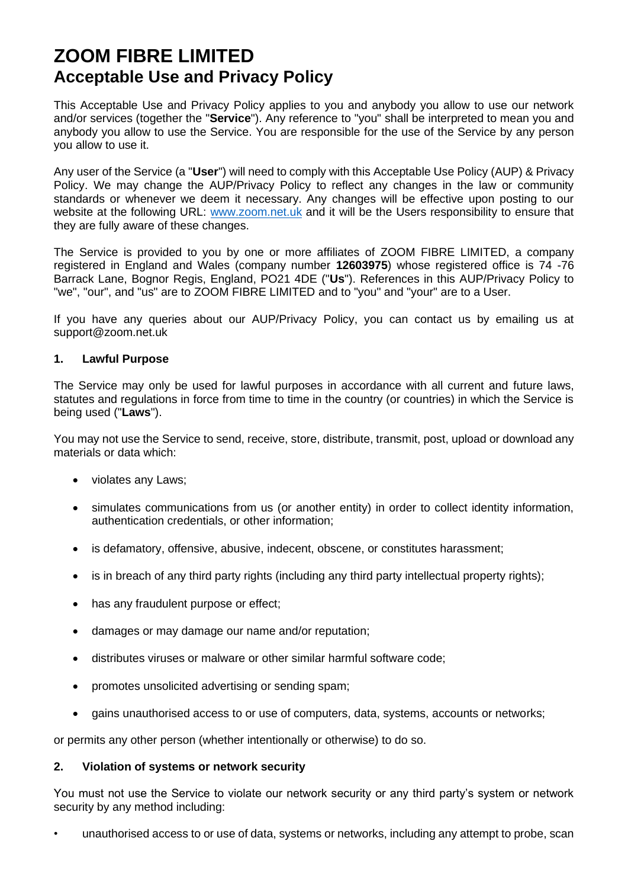# ZOOM FIBRE LIMITED
## Acceptable Use and Privacy Policy

This Acceptable Use and Privacy Policy applies to you and anybody you allow to use our network and/or services (together the "**Service**"). Any reference to "you" shall be interpreted to mean you and anybody you allow to use the Service. You are responsible for the use of the Service by any person you allow to use it.

Any user of the Service (a "**User**") will need to comply with this Acceptable Use Policy (AUP) & Privacy Policy. We may change the AUP/Privacy Policy to reflect any changes in the law or community standards or whenever we deem it necessary. Any changes will be effective upon posting to our website at the following URL: [www.zoom.net.uk](http://www.zoom.net.uk) and it will be the Users responsibility to ensure that they are fully aware of these changes.

The Service is provided to you by one or more affiliates of ZOOM FIBRE LIMITED, a company registered in England and Wales (company number **12603975**) whose registered office is 74 -76 Barrack Lane, Bognor Regis, England, PO21 4DE ("**Us**"). References in this AUP/Privacy Policy to "we", "our", and "us" are to ZOOM FIBRE LIMITED and to "you" and "your" are to a User.

If you have any queries about our AUP/Privacy Policy, you can contact us by emailing us at support@zoom.net.uk

### 1. Lawful Purpose

The Service may only be used for lawful purposes in accordance with all current and future laws, statutes and regulations in force from time to time in the country (or countries) in which the Service is being used ("**Laws**").

You may not use the Service to send, receive, store, distribute, transmit, post, upload or download any materials or data which:

- violates any Laws;
- simulates communications from us (or another entity) in order to collect identity information, authentication credentials, or other information;
- is defamatory, offensive, abusive, indecent, obscene, or constitutes harassment;
- is in breach of any third party rights (including any third party intellectual property rights);
- has any fraudulent purpose or effect;
- damages or may damage our name and/or reputation;
- distributes viruses or malware or other similar harmful software code;
- promotes unsolicited advertising or sending spam;
- gains unauthorised access to or use of computers, data, systems, accounts or networks;

or permits any other person (whether intentionally or otherwise) to do so.

### 2. Violation of systems or network security

You must not use the Service to violate our network security or any third party's system or network security by any method including:

- unauthorised access to or use of data, systems or networks, including any attempt to probe, scan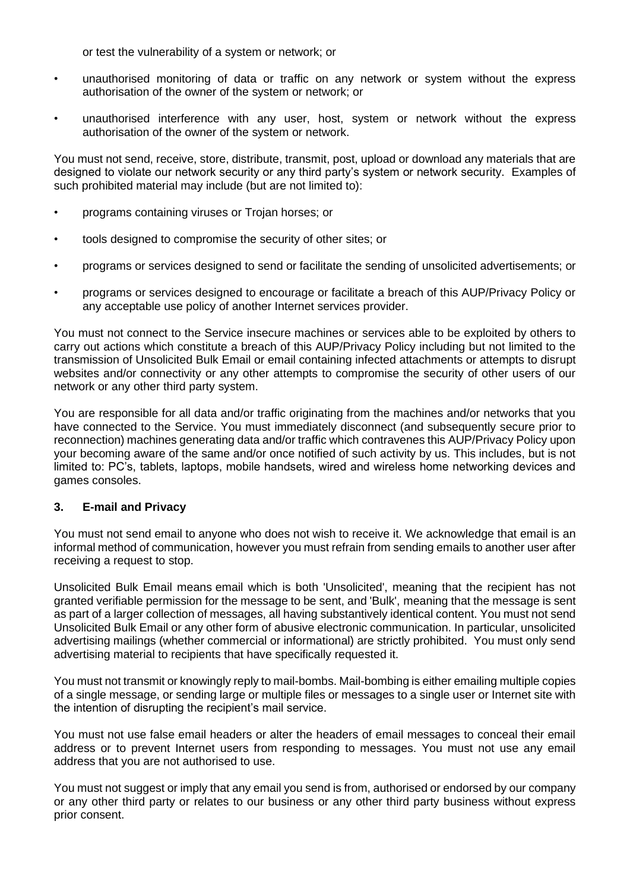or test the vulnerability of a system or network; or

- unauthorised monitoring of data or traffic on any network or system without the express authorisation of the owner of the system or network; or
- unauthorised interference with any user, host, system or network without the express authorisation of the owner of the system or network.

You must not send, receive, store, distribute, transmit, post, upload or download any materials that are designed to violate our network security or any third party's system or network security. Examples of such prohibited material may include (but are not limited to):

- programs containing viruses or Trojan horses; or
- tools designed to compromise the security of other sites; or
- programs or services designed to send or facilitate the sending of unsolicited advertisements; or
- programs or services designed to encourage or facilitate a breach of this AUP/Privacy Policy or any acceptable use policy of another Internet services provider.

You must not connect to the Service insecure machines or services able to be exploited by others to carry out actions which constitute a breach of this AUP/Privacy Policy including but not limited to the transmission of Unsolicited Bulk Email or email containing infected attachments or attempts to disrupt websites and/or connectivity or any other attempts to compromise the security of other users of our network or any other third party system.

You are responsible for all data and/or traffic originating from the machines and/or networks that you have connected to the Service. You must immediately disconnect (and subsequently secure prior to reconnection) machines generating data and/or traffic which contravenes this AUP/Privacy Policy upon your becoming aware of the same and/or once notified of such activity by us. This includes, but is not limited to: PC's, tablets, laptops, mobile handsets, wired and wireless home networking devices and games consoles.

## 3. E-mail and Privacy

You must not send email to anyone who does not wish to receive it. We acknowledge that email is an informal method of communication, however you must refrain from sending emails to another user after receiving a request to stop.

Unsolicited Bulk Email means email which is both 'Unsolicited', meaning that the recipient has not granted verifiable permission for the message to be sent, and 'Bulk', meaning that the message is sent as part of a larger collection of messages, all having substantively identical content. You must not send Unsolicited Bulk Email or any other form of abusive electronic communication. In particular, unsolicited advertising mailings (whether commercial or informational) are strictly prohibited. You must only send advertising material to recipients that have specifically requested it.

You must not transmit or knowingly reply to mail-bombs. Mail-bombing is either emailing multiple copies of a single message, or sending large or multiple files or messages to a single user or Internet site with the intention of disrupting the recipient's mail service.

You must not use false email headers or alter the headers of email messages to conceal their email address or to prevent Internet users from responding to messages. You must not use any email address that you are not authorised to use.

You must not suggest or imply that any email you send is from, authorised or endorsed by our company or any other third party or relates to our business or any other third party business without express prior consent.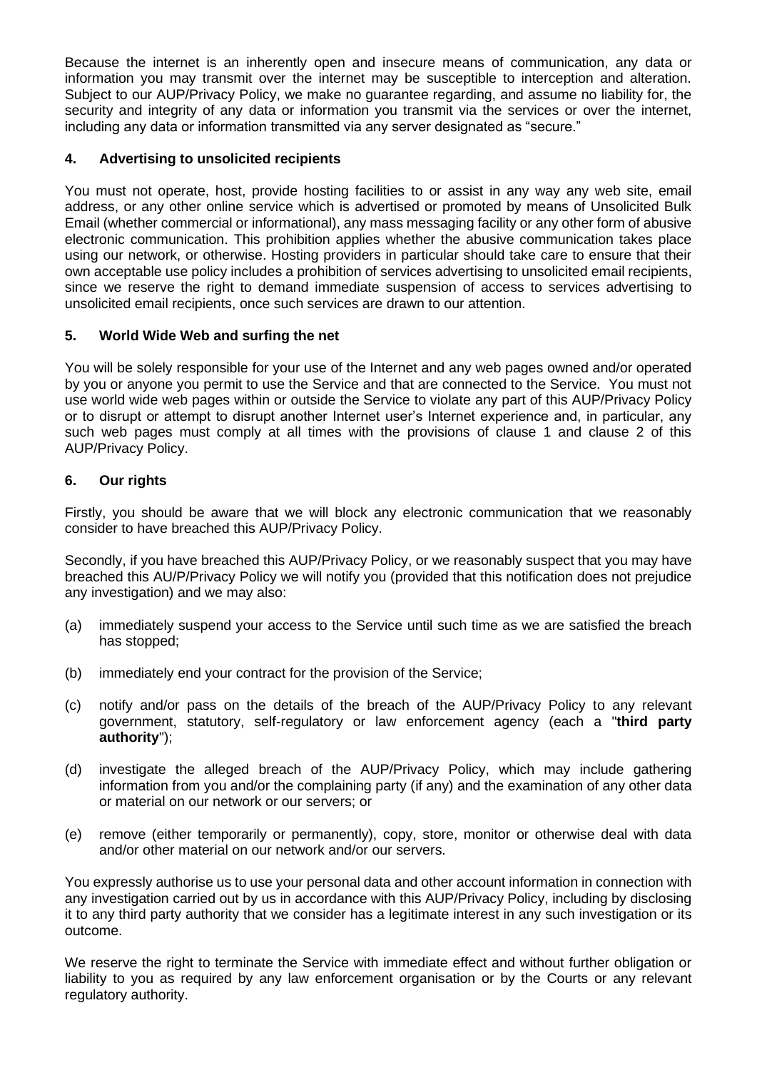Because the internet is an inherently open and insecure means of communication, any data or information you may transmit over the internet may be susceptible to interception and alteration. Subject to our AUP/Privacy Policy, we make no guarantee regarding, and assume no liability for, the security and integrity of any data or information you transmit via the services or over the internet, including any data or information transmitted via any server designated as "secure."

## 4. Advertising to unsolicited recipients

You must not operate, host, provide hosting facilities to or assist in any way any web site, email address, or any other online service which is advertised or promoted by means of Unsolicited Bulk Email (whether commercial or informational), any mass messaging facility or any other form of abusive electronic communication. This prohibition applies whether the abusive communication takes place using our network, or otherwise. Hosting providers in particular should take care to ensure that their own acceptable use policy includes a prohibition of services advertising to unsolicited email recipients, since we reserve the right to demand immediate suspension of access to services advertising to unsolicited email recipients, once such services are drawn to our attention.

## 5. World Wide Web and surfing the net

You will be solely responsible for your use of the Internet and any web pages owned and/or operated by you or anyone you permit to use the Service and that are connected to the Service. You must not use world wide web pages within or outside the Service to violate any part of this AUP/Privacy Policy or to disrupt or attempt to disrupt another Internet user's Internet experience and, in particular, any such web pages must comply at all times with the provisions of clause 1 and clause 2 of this AUP/Privacy Policy.

## 6. Our rights

Firstly, you should be aware that we will block any electronic communication that we reasonably consider to have breached this AUP/Privacy Policy.

Secondly, if you have breached this AUP/Privacy Policy, or we reasonably suspect that you may have breached this AU/P/Privacy Policy we will notify you (provided that this notification does not prejudice any investigation) and we may also:

(a) immediately suspend your access to the Service until such time as we are satisfied the breach has stopped;

(b) immediately end your contract for the provision of the Service;

(c) notify and/or pass on the details of the breach of the AUP/Privacy Policy to any relevant government, statutory, self-regulatory or law enforcement agency (each a "**third party authority**");

(d) investigate the alleged breach of the AUP/Privacy Policy, which may include gathering information from you and/or the complaining party (if any) and the examination of any other data or material on our network or our servers; or

(e) remove (either temporarily or permanently), copy, store, monitor or otherwise deal with data and/or other material on our network and/or our servers.

You expressly authorise us to use your personal data and other account information in connection with any investigation carried out by us in accordance with this AUP/Privacy Policy, including by disclosing it to any third party authority that we consider has a legitimate interest in any such investigation or its outcome.

We reserve the right to terminate the Service with immediate effect and without further obligation or liability to you as required by any law enforcement organisation or by the Courts or any relevant regulatory authority.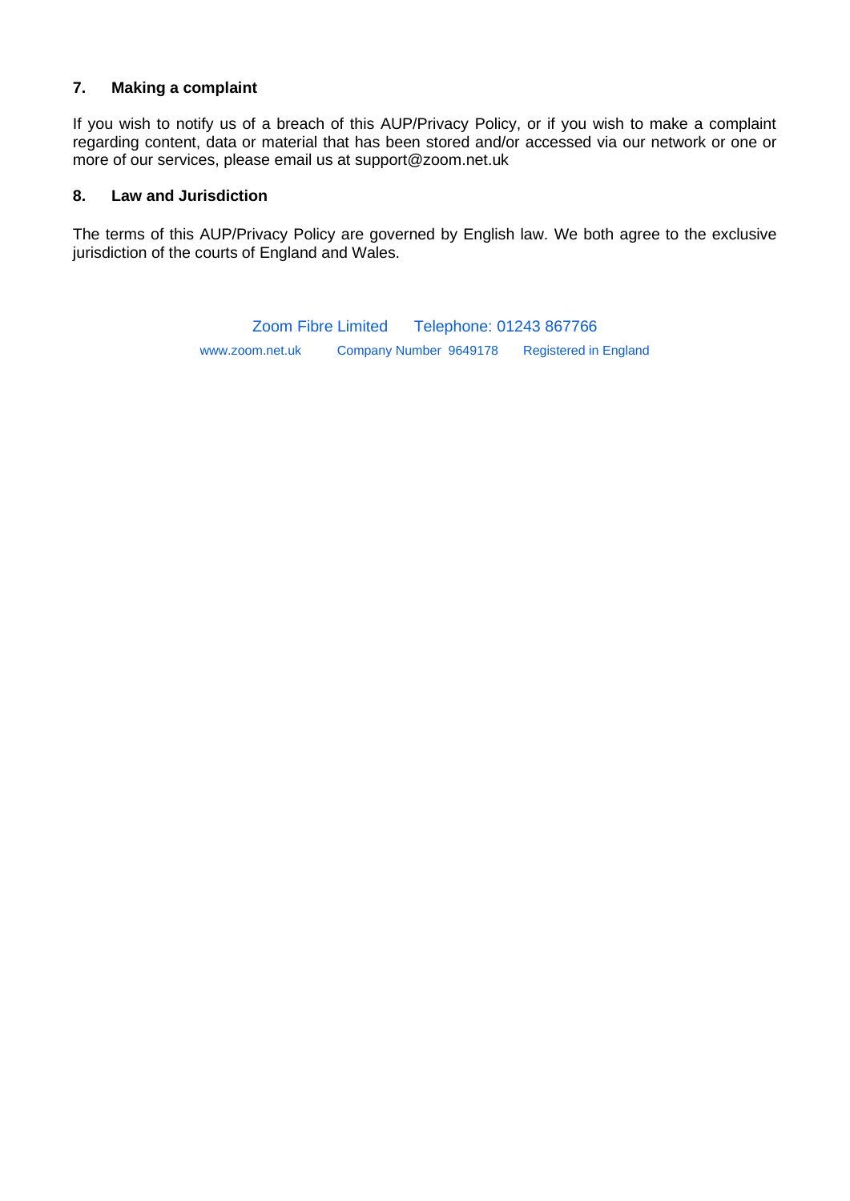### 7. Making a complaint

If you wish to notify us of a breach of this AUP/Privacy Policy, or if you wish to make a complaint regarding content, data or material that has been stored and/or accessed via our network or one or more of our services, please email us at support@zoom.net.uk

### 8. Law and Jurisdiction

The terms of this AUP/Privacy Policy are governed by English law. We both agree to the exclusive jurisdiction of the courts of England and Wales.

Zoom Fibre Limited Telephone: 01243 867766

www.zoom.net.uk Company Number 9649178 Registered in England